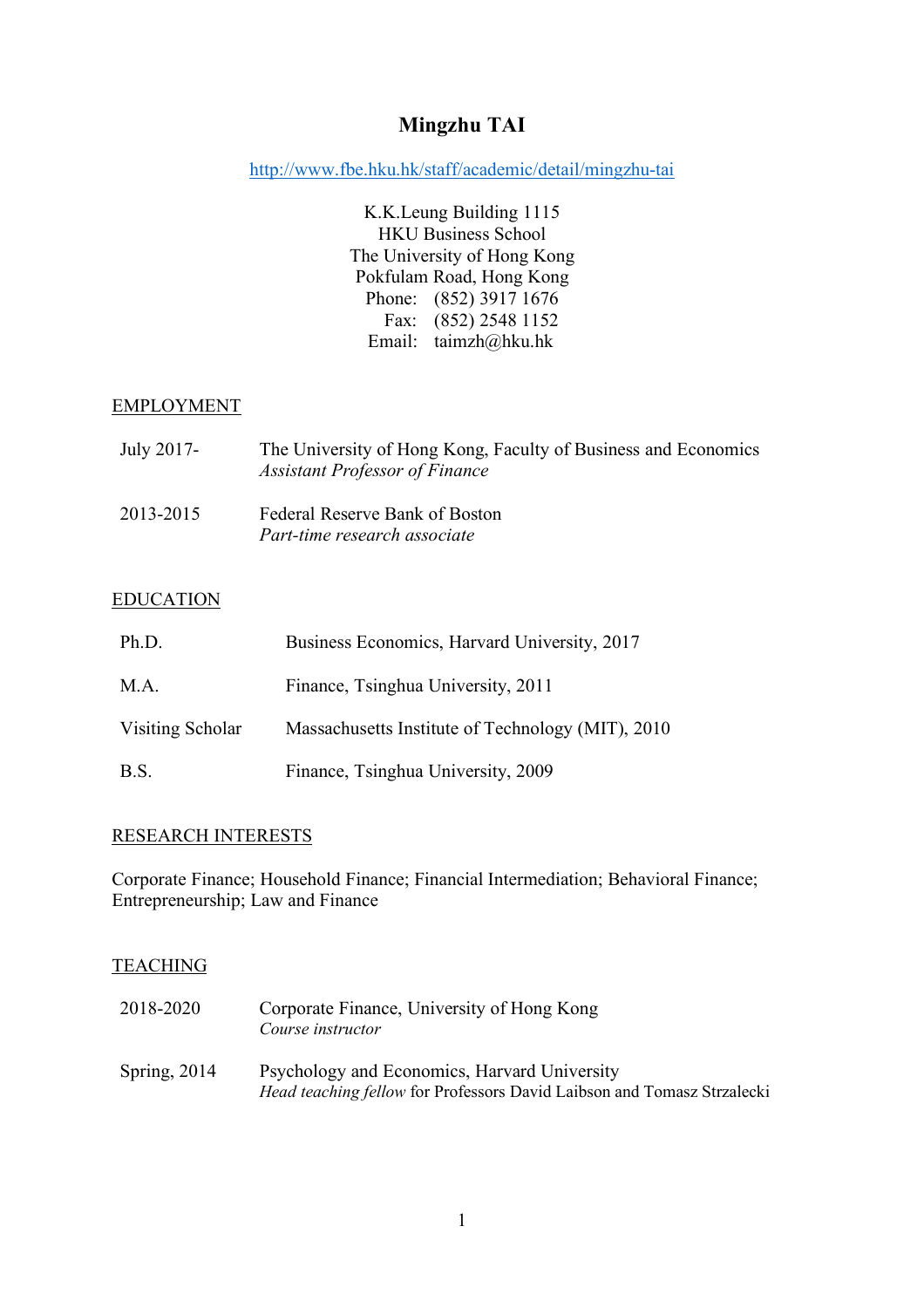# Mingzhu TAI

http://www.fbe.hku.hk/staff/academic/detail/mingzhu-tai

K.K.Leung Building 1115
HKU Business School
The University of Hong Kong
Pokfulam Road, Hong Kong
Phone: (852) 3917 1676
Fax: (852) 2548 1152
Email: taimzh@hku.hk

## EMPLOYMENT

July 2017- The University of Hong Kong, Faculty of Business and Economics
*Assistant Professor of Finance*

2013-2015 Federal Reserve Bank of Boston
*Part-time research associate*

## EDUCATION

| | |
|---|---|
| Ph.D. | Business Economics, Harvard University, 2017 |
| M.A. | Finance, Tsinghua University, 2011 |
| Visiting Scholar | Massachusetts Institute of Technology (MIT), 2010 |
| B.S. | Finance, Tsinghua University, 2009 |

## RESEARCH INTERESTS

Corporate Finance; Household Finance; Financial Intermediation; Behavioral Finance; Entrepreneurship; Law and Finance

## TEACHING

2018-2020 Corporate Finance, University of Hong Kong
*Course instructor*

Spring, 2014 Psychology and Economics, Harvard University
*Head teaching fellow* for Professors David Laibson and Tomasz Strzalecki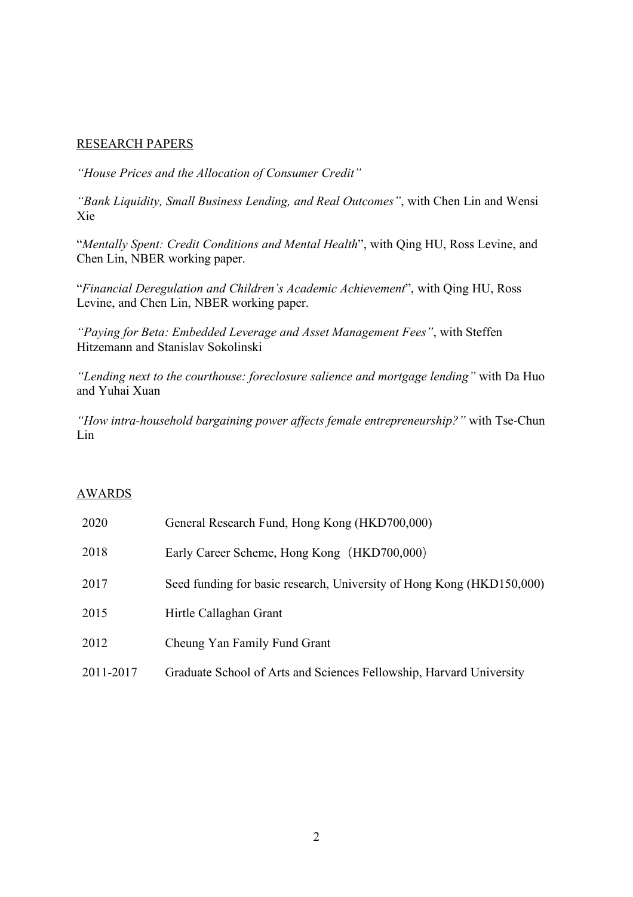## RESEARCH PAPERS

*"House Prices and the Allocation of Consumer Credit"*

*"Bank Liquidity, Small Business Lending, and Real Outcomes"*, with Chen Lin and Wensi Xie

"*Mentally Spent: Credit Conditions and Mental Health*", with Qing HU, Ross Levine, and Chen Lin, NBER working paper.

"*Financial Deregulation and Children's Academic Achievement*", with Qing HU, Ross Levine, and Chen Lin, NBER working paper.

*"Paying for Beta: Embedded Leverage and Asset Management Fees"*, with Steffen Hitzemann and Stanislav Sokolinski

*"Lending next to the courthouse: foreclosure salience and mortgage lending"* with Da Huo and Yuhai Xuan

*"How intra-household bargaining power affects female entrepreneurship?"* with Tse-Chun Lin

## AWARDS

| | |
|---|---|
| 2020 | General Research Fund, Hong Kong (HKD700,000) |
| 2018 | Early Career Scheme, Hong Kong（HKD700,000） |
| 2017 | Seed funding for basic research, University of Hong Kong (HKD150,000) |
| 2015 | Hirtle Callaghan Grant |
| 2012 | Cheung Yan Family Fund Grant |
| 2011-2017 | Graduate School of Arts and Sciences Fellowship, Harvard University |